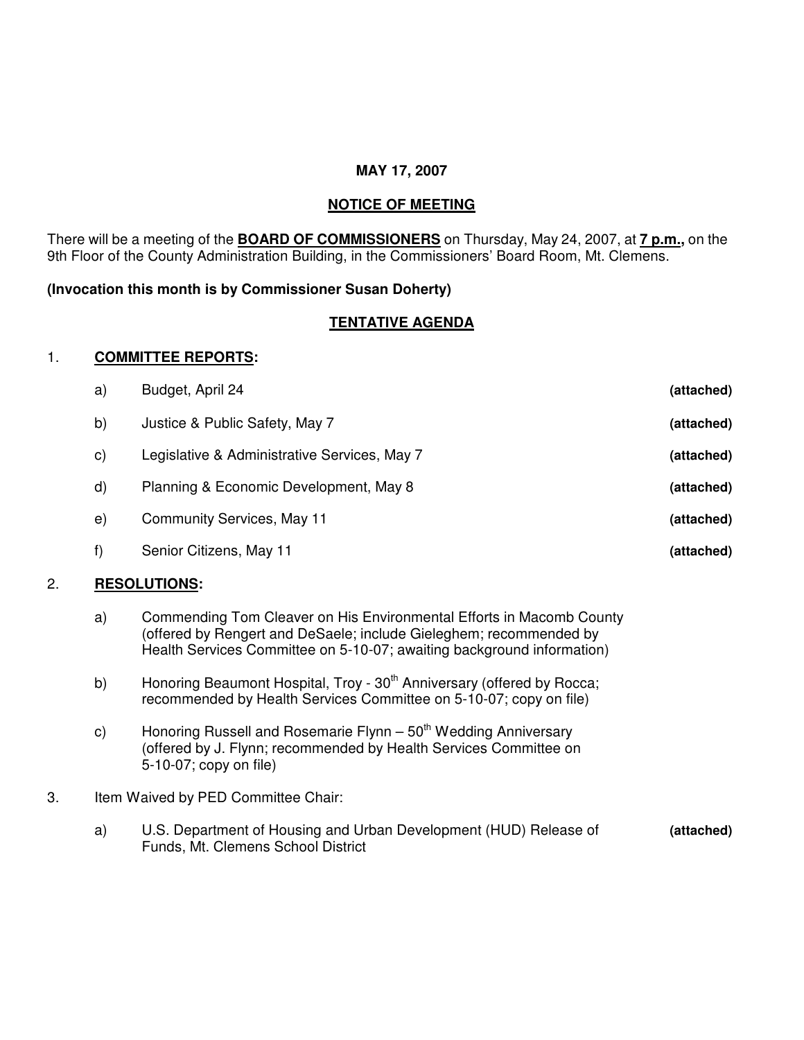**MAY 17, 2007**

**NOTICE OF MEETING**

There will be a meeting of the **BOARD OF COMMISSIONERS** on Thursday, May 24, 2007, at **7 p.m.,** on the 9th Floor of the County Administration Building, in the Commissioners' Board Room, Mt. Clemens.

**(Invocation this month is by Commissioner Susan Doherty)**

**TENTATIVE AGENDA**

1. **COMMITTEE REPORTS:**

   a) Budget, April 24 **(attached)**

   b) Justice & Public Safety, May 7 **(attached)**

   c) Legislative & Administrative Services, May 7 **(attached)**

   d) Planning & Economic Development, May 8 **(attached)**

   e) Community Services, May 11 **(attached)**

   f) Senior Citizens, May 11 **(attached)**

2. **RESOLUTIONS:**

   a) Commending Tom Cleaver on His Environmental Efforts in Macomb County (offered by Rengert and DeSaele; include Gieleghem; recommended by Health Services Committee on 5-10-07; awaiting background information)

   b) Honoring Beaumont Hospital, Troy - 30th Anniversary (offered by Rocca; recommended by Health Services Committee on 5-10-07; copy on file)

   c) Honoring Russell and Rosemarie Flynn – 50th Wedding Anniversary (offered by J. Flynn; recommended by Health Services Committee on 5-10-07; copy on file)

3. Item Waived by PED Committee Chair:

   a) U.S. Department of Housing and Urban Development (HUD) Release of Funds, Mt. Clemens School District **(attached)**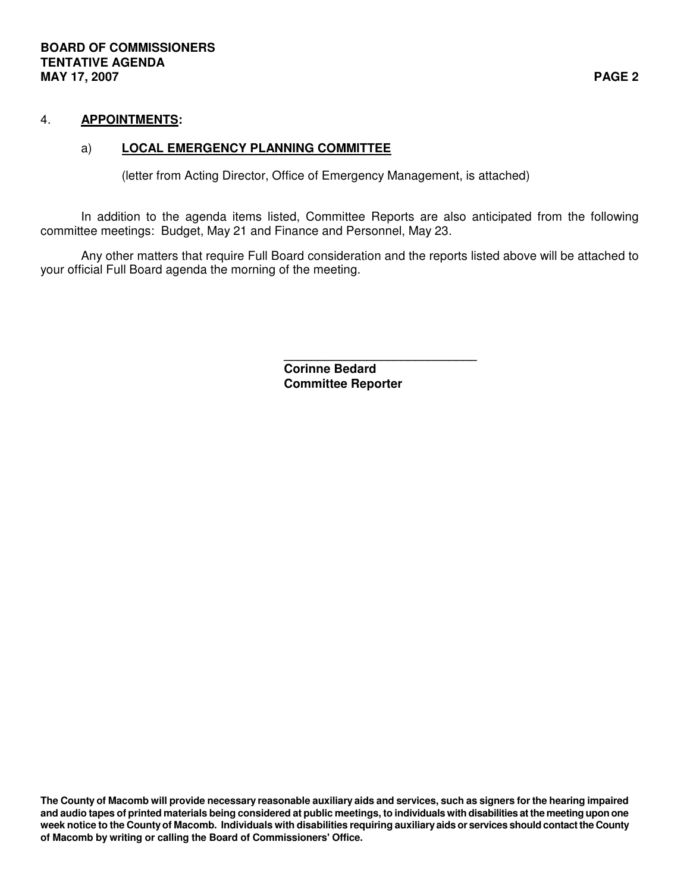4. **APPOINTMENTS:**

   a) **LOCAL EMERGENCY PLANNING COMMITTEE**

      (letter from Acting Director, Office of Emergency Management, is attached)

In addition to the agenda items listed, Committee Reports are also anticipated from the following committee meetings: Budget, May 21 and Finance and Personnel, May 23.

Any other matters that require Full Board consideration and the reports listed above will be attached to your official Full Board agenda the morning of the meeting.

\_\_\_\_\_\_\_\_\_\_\_\_\_\_\_\_\_\_\_\_\_\_\_\_\_\_\_\_

**Corinne Bedard**
**Committee Reporter**

**The County of Macomb will provide necessary reasonable auxiliary aids and services, such as signers for the hearing impaired and audio tapes of printed materials being considered at public meetings, to individuals with disabilities at the meeting upon one week notice to the County of Macomb. Individuals with disabilities requiring auxiliary aids or services should contact the County of Macomb by writing or calling the Board of Commissioners' Office.**